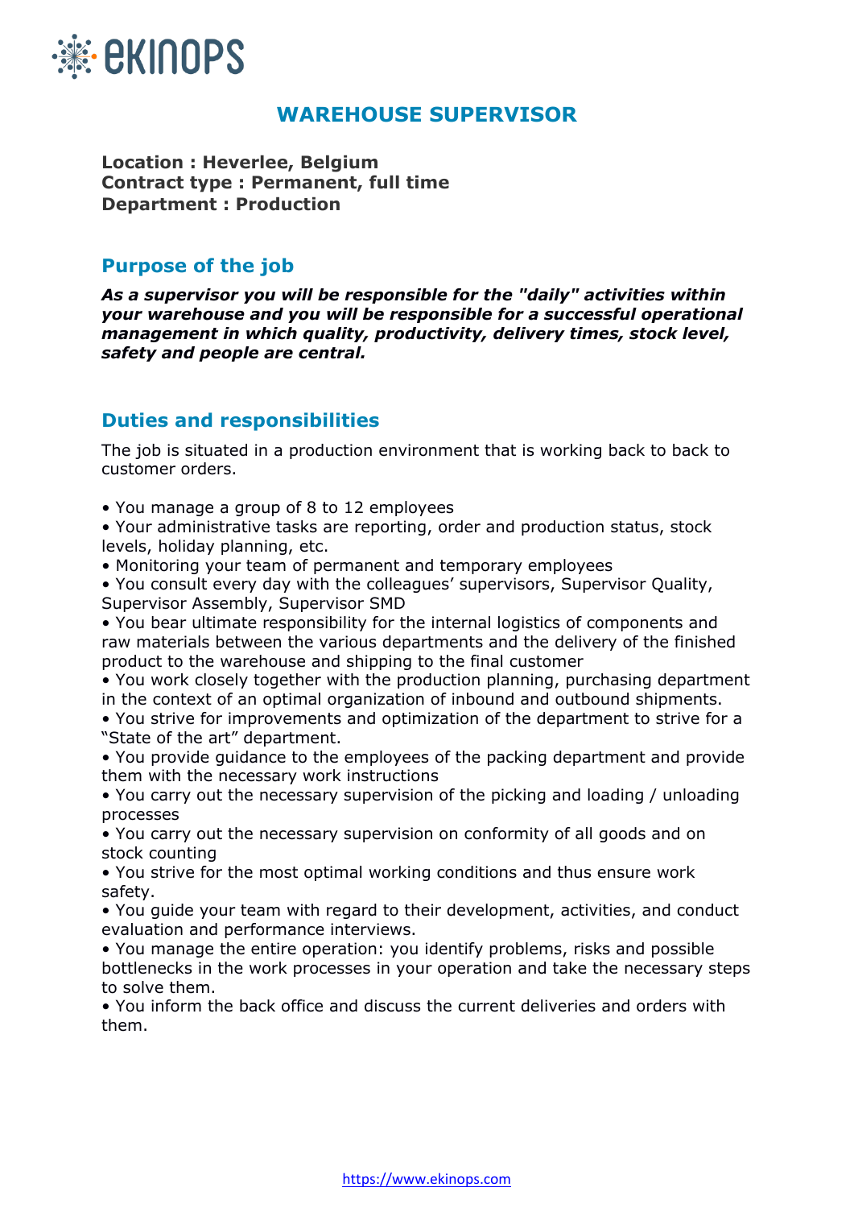# WAREHOUSE SUPERVISOR

**Location : Heverlee, Belgium**
**Contract type : Permanent, full time**
**Department : Production**

## Purpose of the job

***As a supervisor you will be responsible for the "daily" activities within your warehouse and you will be responsible for a successful operational management in which quality, productivity, delivery times, stock level, safety and people are central.***

## Duties and responsibilities

The job is situated in a production environment that is working back to back to customer orders.

- You manage a group of 8 to 12 employees
- Your administrative tasks are reporting, order and production status, stock levels, holiday planning, etc.
- Monitoring your team of permanent and temporary employees
- You consult every day with the colleagues' supervisors, Supervisor Quality, Supervisor Assembly, Supervisor SMD
- You bear ultimate responsibility for the internal logistics of components and raw materials between the various departments and the delivery of the finished product to the warehouse and shipping to the final customer
- You work closely together with the production planning, purchasing department in the context of an optimal organization of inbound and outbound shipments.
- You strive for improvements and optimization of the department to strive for a "State of the art" department.
- You provide guidance to the employees of the packing department and provide them with the necessary work instructions
- You carry out the necessary supervision of the picking and loading / unloading processes
- You carry out the necessary supervision on conformity of all goods and on stock counting
- You strive for the most optimal working conditions and thus ensure work safety.
- You guide your team with regard to their development, activities, and conduct evaluation and performance interviews.
- You manage the entire operation: you identify problems, risks and possible bottlenecks in the work processes in your operation and take the necessary steps to solve them.
- You inform the back office and discuss the current deliveries and orders with them.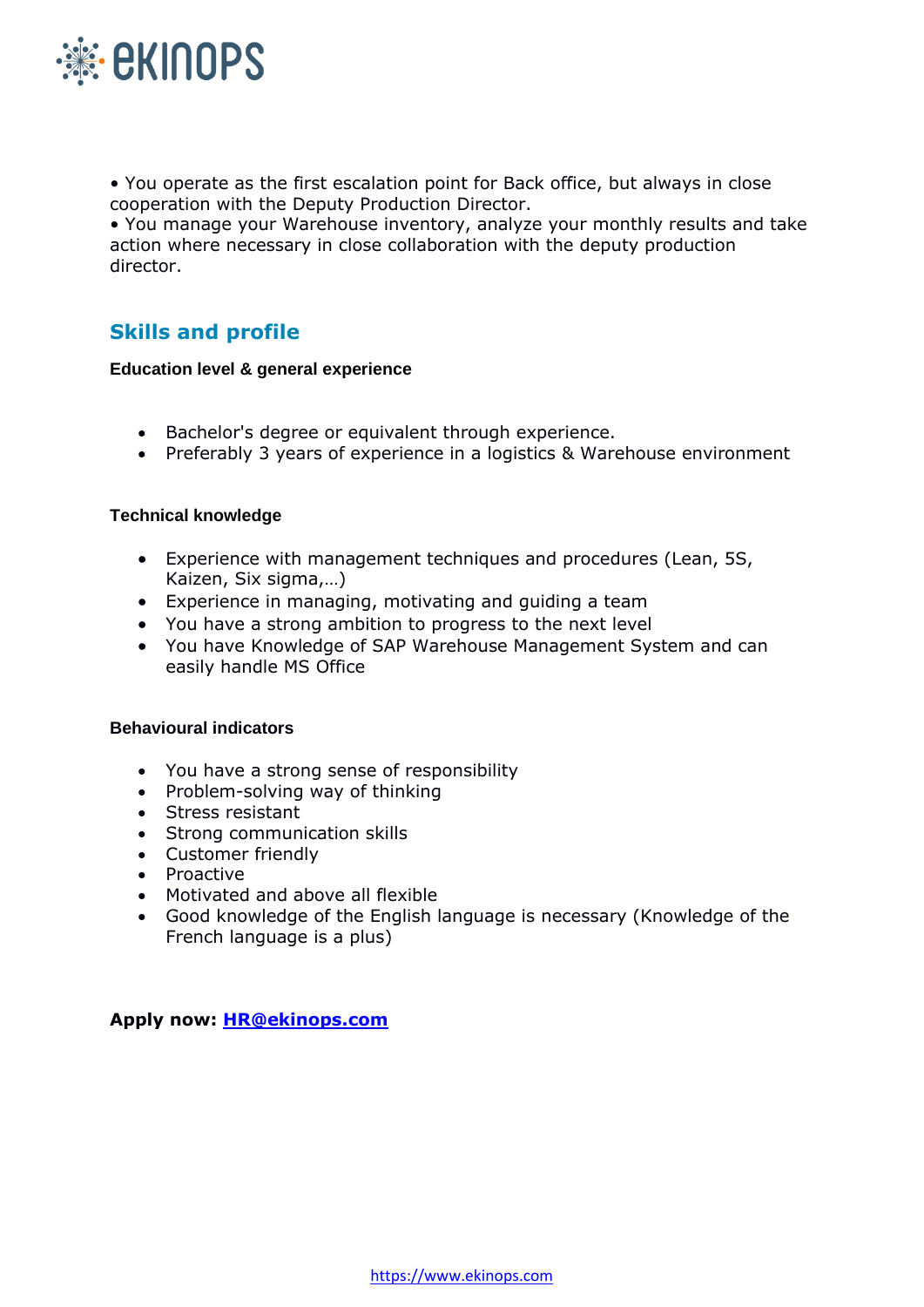• You operate as the first escalation point for Back office, but always in close cooperation with the Deputy Production Director.
• You manage your Warehouse inventory, analyze your monthly results and take action where necessary in close collaboration with the deputy production director.

## Skills and profile

#### Education level & general experience

- Bachelor's degree or equivalent through experience.
- Preferably 3 years of experience in a logistics & Warehouse environment

#### Technical knowledge

- Experience with management techniques and procedures (Lean, 5S, Kaizen, Six sigma,…)
- Experience in managing, motivating and guiding a team
- You have a strong ambition to progress to the next level
- You have Knowledge of SAP Warehouse Management System and can easily handle MS Office

#### Behavioural indicators

- You have a strong sense of responsibility
- Problem-solving way of thinking
- Stress resistant
- Strong communication skills
- Customer friendly
- Proactive
- Motivated and above all flexible
- Good knowledge of the English language is necessary (Knowledge of the French language is a plus)

**Apply now: [HR@ekinops.com](mailto:HR@ekinops.com)**